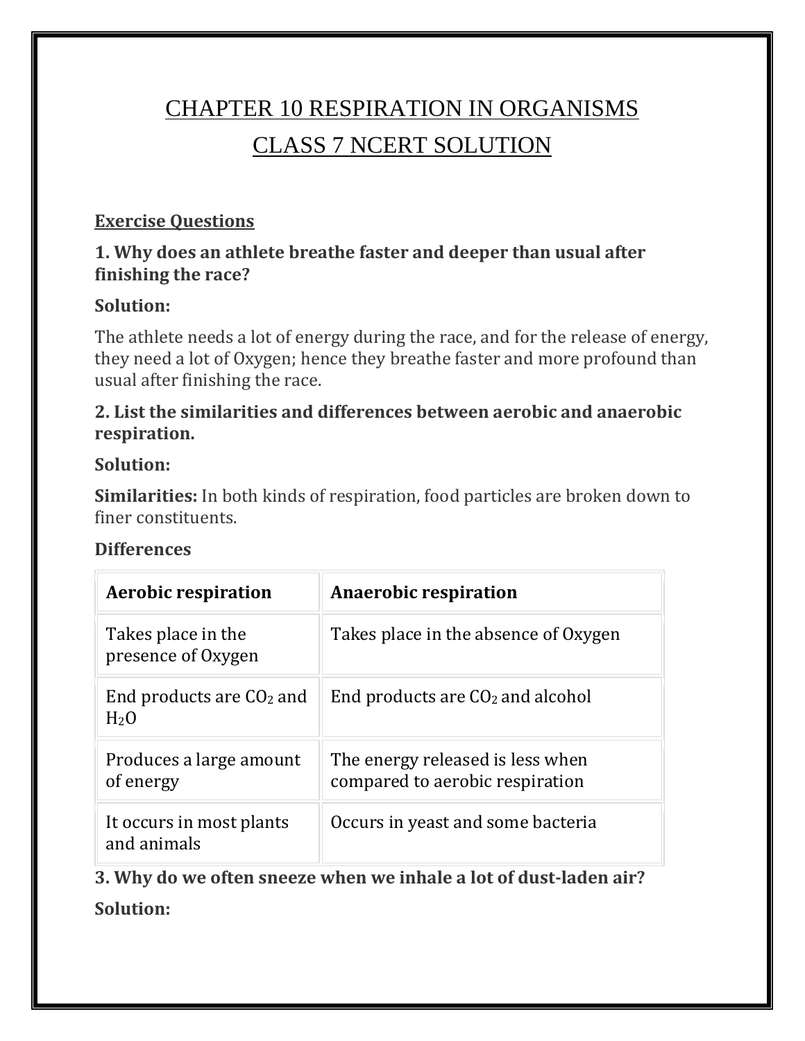# CHAPTER 10 RESPIRATION IN ORGANISMS

# CLASS 7 NCERT SOLUTION

## Exercise Questions

**1. Why does an athlete breathe faster and deeper than usual after finishing the race?**

**Solution:**

The athlete needs a lot of energy during the race, and for the release of energy, they need a lot of Oxygen; hence they breathe faster and more profound than usual after finishing the race.

**2. List the similarities and differences between aerobic and anaerobic respiration.**

**Solution:**

**Similarities:** In both kinds of respiration, food particles are broken down to finer constituents.

**Differences**

| Aerobic respiration | Anaerobic respiration |
| --- | --- |
| Takes place in the presence of Oxygen | Takes place in the absence of Oxygen |
| End products are $CO_2$ and $H_2O$ | End products are $CO_2$ and alcohol |
| Produces a large amount of energy | The energy released is less when compared to aerobic respiration |
| It occurs in most plants and animals | Occurs in yeast and some bacteria |

**3. Why do we often sneeze when we inhale a lot of dust-laden air?**

**Solution:**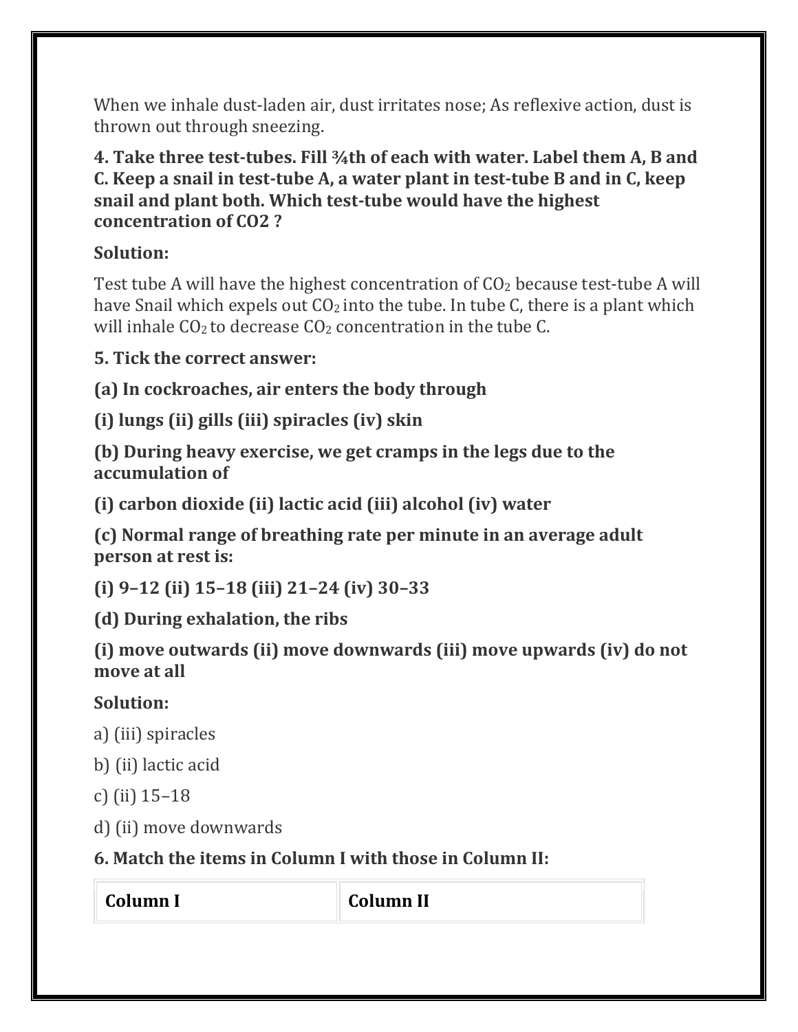When we inhale dust-laden air, dust irritates nose; As reflexive action, dust is thrown out through sneezing.

**4. Take three test-tubes. Fill ¾th of each with water. Label them A, B and C. Keep a snail in test-tube A, a water plant in test-tube B and in C, keep snail and plant both. Which test-tube would have the highest concentration of CO2 ?**

**Solution:**

Test tube A will have the highest concentration of $CO_2$ because test-tube A will have Snail which expels out $CO_2$ into the tube. In tube C, there is a plant which will inhale $CO_2$ to decrease $CO_2$ concentration in the tube C.

**5. Tick the correct answer:**

**(a) In cockroaches, air enters the body through**

**(i) lungs (ii) gills (iii) spiracles (iv) skin**

**(b) During heavy exercise, we get cramps in the legs due to the accumulation of**

**(i) carbon dioxide (ii) lactic acid (iii) alcohol (iv) water**

**(c) Normal range of breathing rate per minute in an average adult person at rest is:**

**(i) 9–12 (ii) 15–18 (iii) 21–24 (iv) 30–33**

**(d) During exhalation, the ribs**

**(i) move outwards (ii) move downwards (iii) move upwards (iv) do not move at all**

**Solution:**

a) (iii) spiracles

b) (ii) lactic acid

c) (ii) 15–18

d) (ii) move downwards

**6. Match the items in Column I with those in Column II:**

| Column I | Column II |
| --- | --- |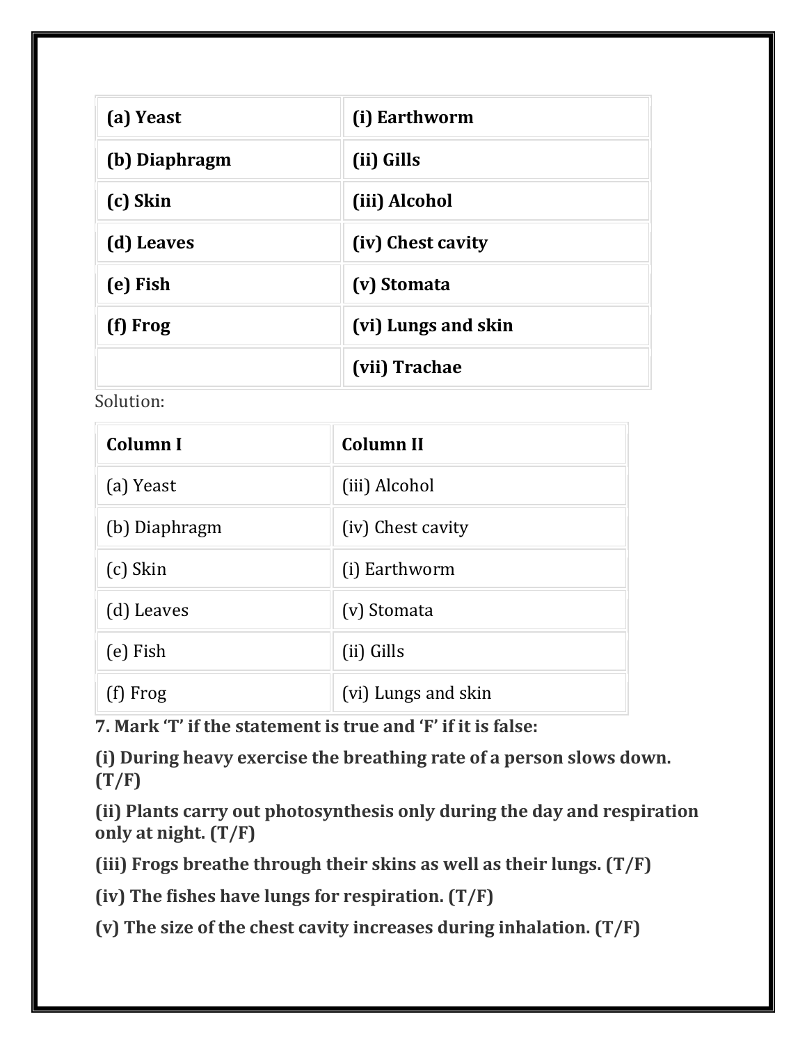| **(a) Yeast** | **(i) Earthworm** |
|---|---|
| **(b) Diaphragm** | **(ii) Gills** |
| **(c) Skin** | **(iii) Alcohol** |
| **(d) Leaves** | **(iv) Chest cavity** |
| **(e) Fish** | **(v) Stomata** |
| **(f) Frog** | **(vi) Lungs and skin** |
| | **(vii) Trachae** |

Solution:

| Column I | Column II |
|---|---|
| (a) Yeast | (iii) Alcohol |
| (b) Diaphragm | (iv) Chest cavity |
| (c) Skin | (i) Earthworm |
| (d) Leaves | (v) Stomata |
| (e) Fish | (ii) Gills |
| (f) Frog | (vi) Lungs and skin |

**7. Mark 'T' if the statement is true and 'F' if it is false:**

**(i) During heavy exercise the breathing rate of a person slows down. (T/F)**

**(ii) Plants carry out photosynthesis only during the day and respiration only at night. (T/F)**

**(iii) Frogs breathe through their skins as well as their lungs. (T/F)**

**(iv) The fishes have lungs for respiration. (T/F)**

**(v) The size of the chest cavity increases during inhalation. (T/F)**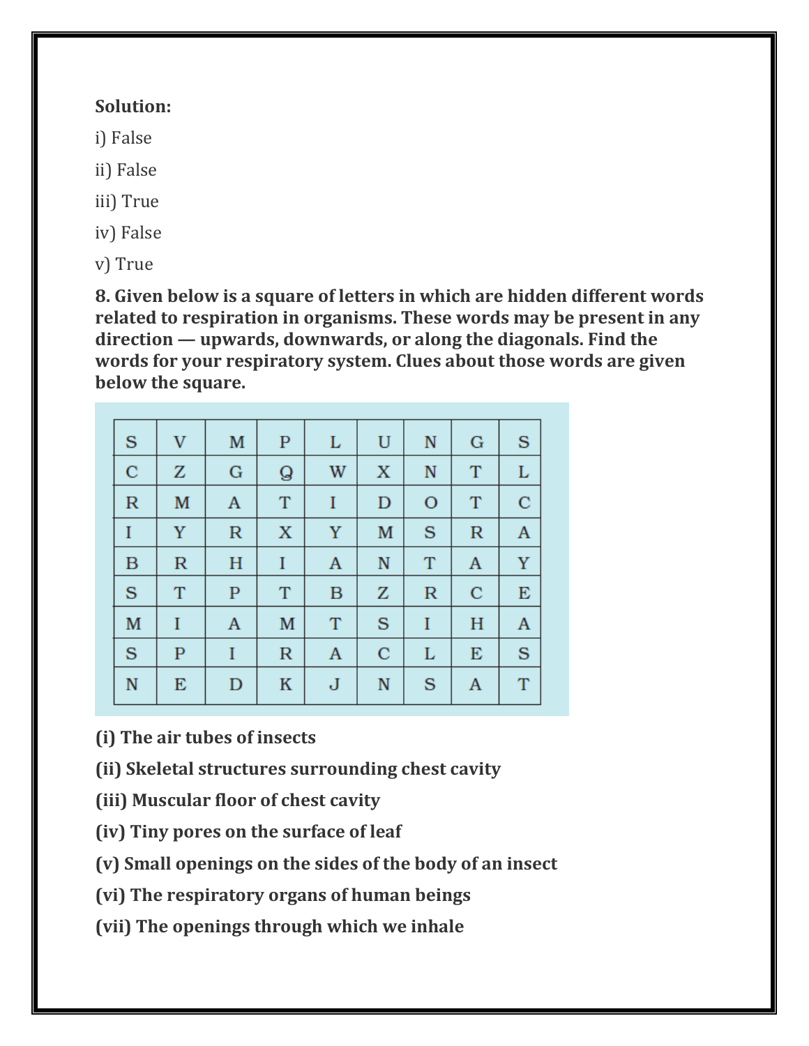**Solution:**

i) False

ii) False

iii) True

iv) False

v) True

**8. Given below is a square of letters in which are hidden different words related to respiration in organisms. These words may be present in any direction — upwards, downwards, or along the diagonals. Find the words for your respiratory system. Clues about those words are given below the square.**

| S | V | M | P | L | U | N | G | S |
|---|---|---|---|---|---|---|---|---|
| C | Z | G | Q | W | X | N | T | L |
| R | M | A | T | I | D | O | T | C |
| I | Y | R | X | Y | M | S | R | A |
| B | R | H | I | A | N | T | A | Y |
| S | T | P | T | B | Z | R | C | E |
| M | I | A | M | T | S | I | H | A |
| S | P | I | R | A | C | L | E | S |
| N | E | D | K | J | N | S | A | T |

**(i) The air tubes of insects**

**(ii) Skeletal structures surrounding chest cavity**

**(iii) Muscular floor of chest cavity**

**(iv) Tiny pores on the surface of leaf**

**(v) Small openings on the sides of the body of an insect**

**(vi) The respiratory organs of human beings**

**(vii) The openings through which we inhale**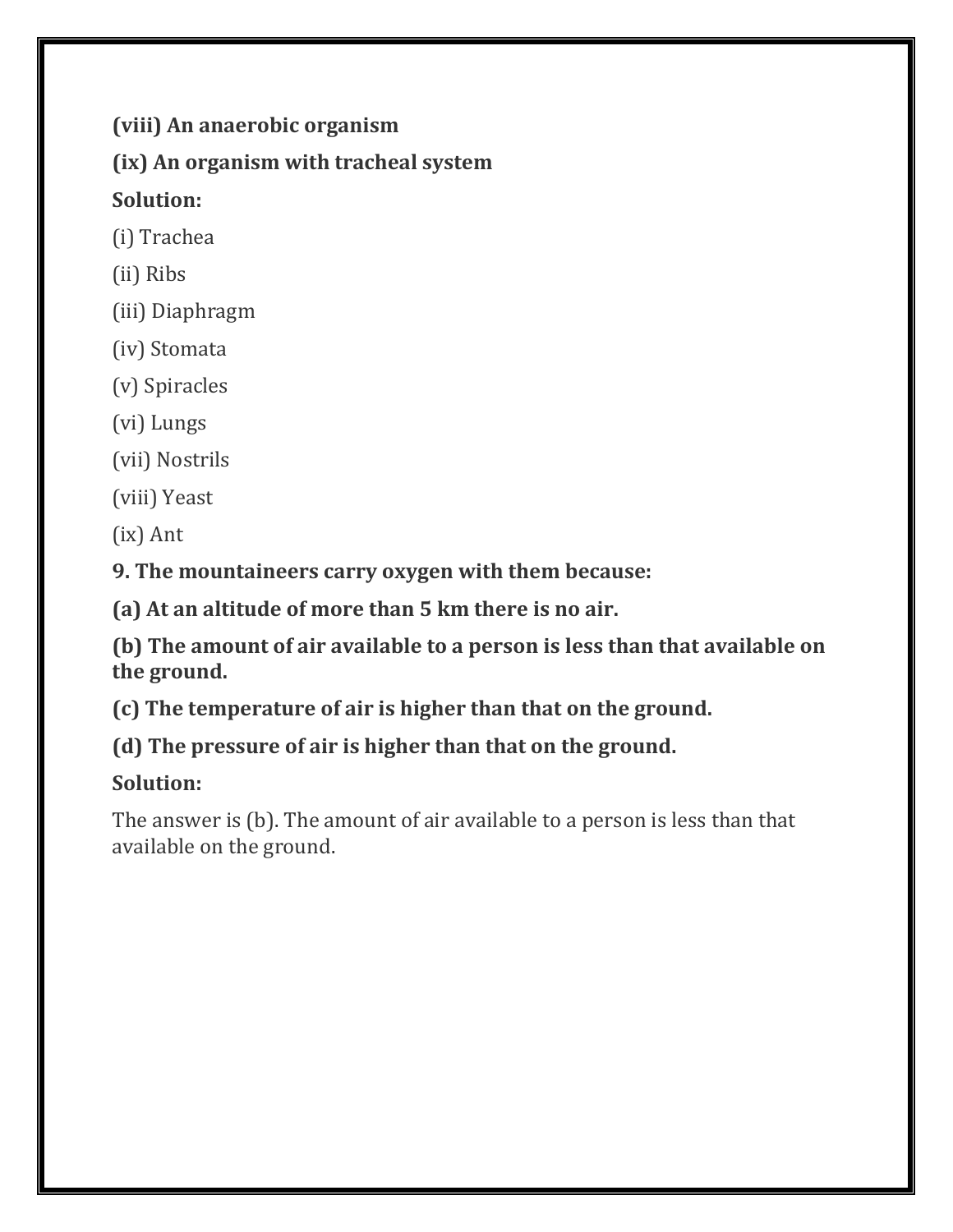**(viii) An anaerobic organism**

**(ix) An organism with tracheal system**

**Solution:**

(i) Trachea

(ii) Ribs

(iii) Diaphragm

(iv) Stomata

(v) Spiracles

(vi) Lungs

(vii) Nostrils

(viii) Yeast

(ix) Ant

**9. The mountaineers carry oxygen with them because:**

**(a) At an altitude of more than 5 km there is no air.**

**(b) The amount of air available to a person is less than that available on the ground.**

**(c) The temperature of air is higher than that on the ground.**

**(d) The pressure of air is higher than that on the ground.**

**Solution:**

The answer is (b). The amount of air available to a person is less than that available on the ground.